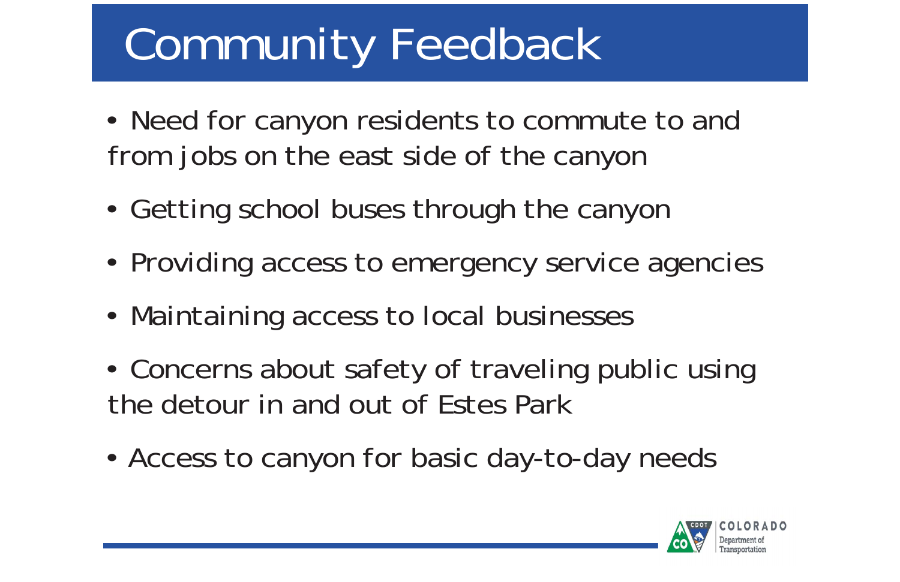# Community Feedback

- Need for canyon residents to commute to and from jobs on the east side of the canyon
- Getting school buses through the canyon
- Providing access to emergency service agencies
- Maintaining access to local businesses
- Concerns about safety of traveling public using the detour in and out of Estes Park
- Access to canyon for basic day-to-day needs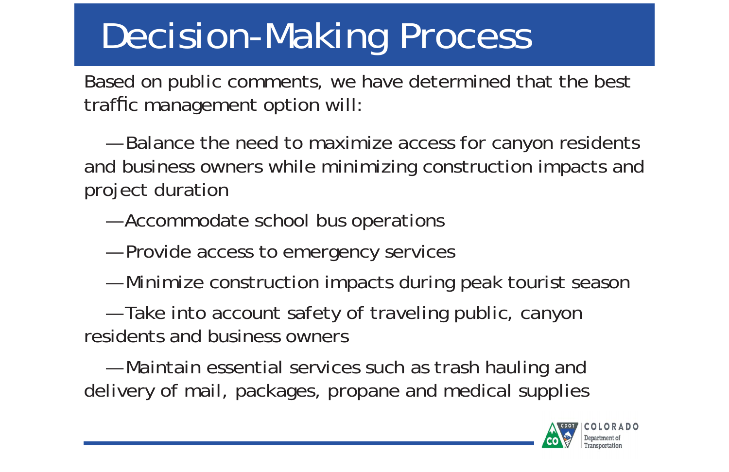# Decision-Making Process

Based on public comments, we have determined that the best traffic management option will:

— Balance the need to maximize access for canyon residents and business owners while minimizing construction impacts and project duration

— Accommodate school bus operations

— Provide access to emergency services

— Minimize construction impacts during peak tourist season

— Take into account safety of traveling public, canyon residents and business owners

— Maintain essential services such as trash hauling and delivery of mail, packages, propane and medical supplies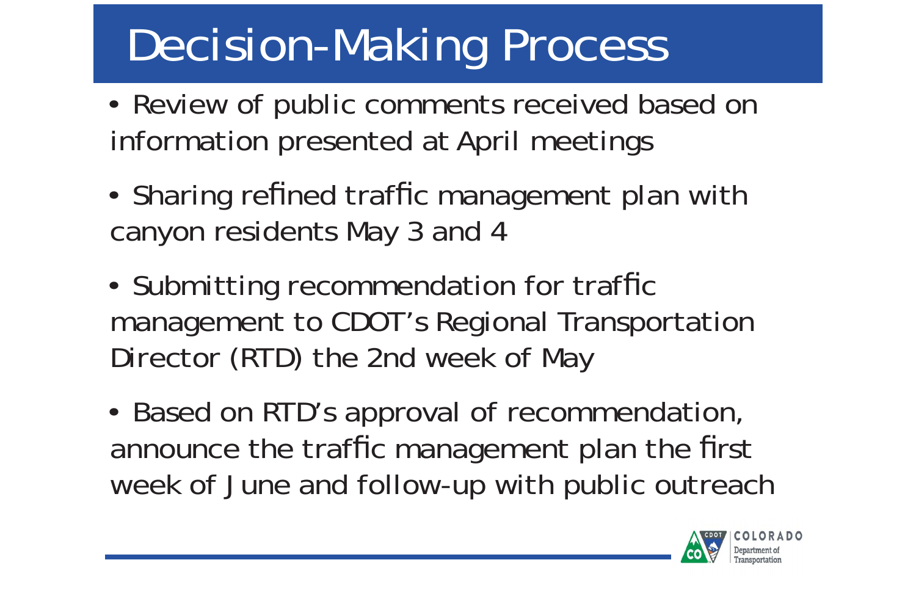# Decision-Making Process

- Review of public comments received based on information presented at April meetings
- Sharing refined traffic management plan with canyon residents May 3 and 4
- Submitting recommendation for traffic management to CDOT's Regional Transportation Director (RTD) the 2nd week of May
- Based on RTD's approval of recommendation, announce the traffic management plan the first week of June and follow-up with public outreach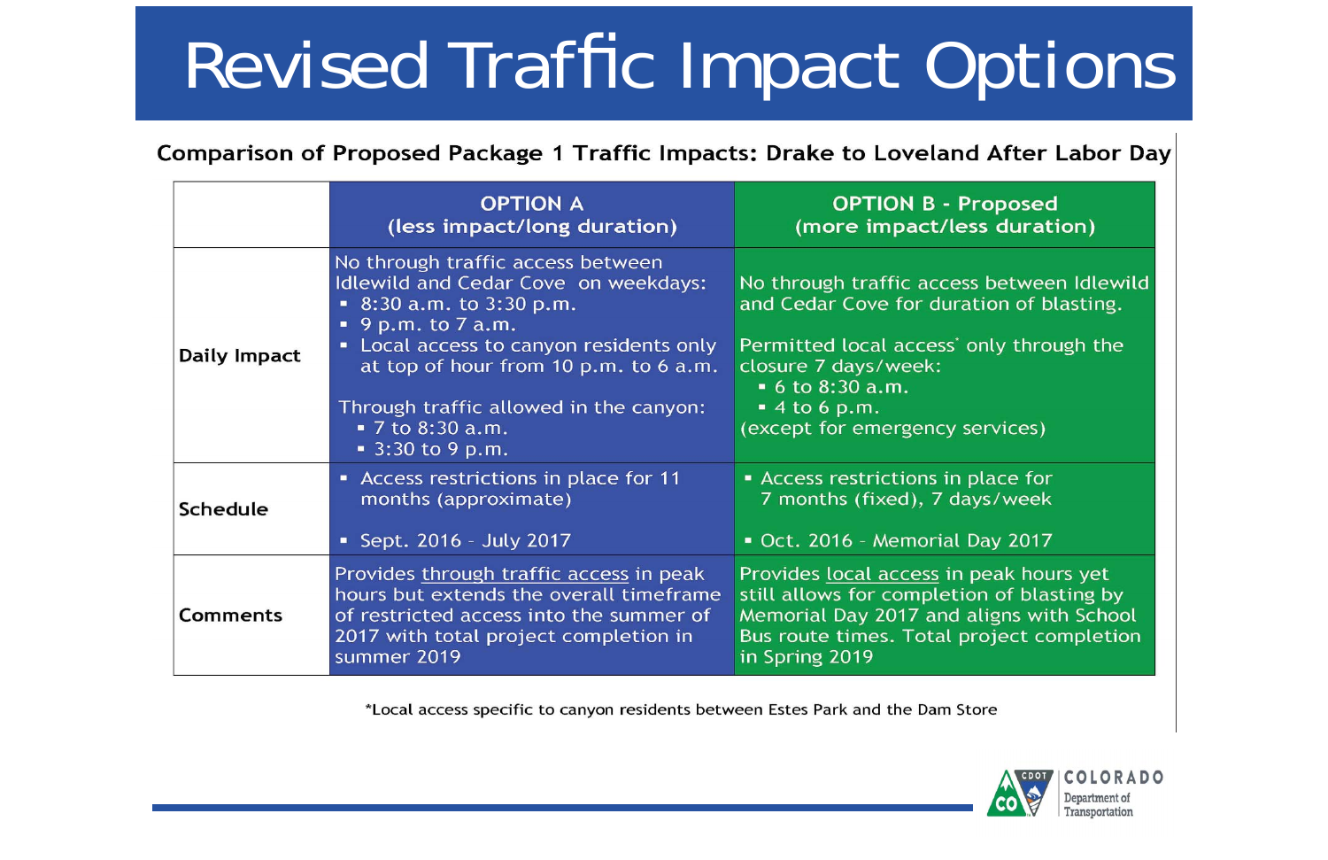# Revised Traffic Impact Options

**Comparison of Proposed Package 1 Traffic Impacts: Drake to Loveland After Labor Day**

| | OPTION A (less impact/long duration) | OPTION B - Proposed (more impact/less duration) |
|---|---|---|
| **Daily Impact** | No through traffic access between Idlewild and Cedar Cove on weekdays:<br>▪ 8:30 a.m. to 3:30 p.m.<br>▪ 9 p.m. to 7 a.m.<br>▪ Local access to canyon residents only at top of hour from 10 p.m. to 6 a.m.<br><br>Through traffic allowed in the canyon:<br>▪ 7 to 8:30 a.m.<br>▪ 3:30 to 9 p.m. | No through traffic access between Idlewild and Cedar Cove for duration of blasting.<br><br>Permitted local access* only through the closure 7 days/week:<br>▪ 6 to 8:30 a.m.<br>▪ 4 to 6 p.m.<br>(except for emergency services) |
| **Schedule** | ▪ Access restrictions in place for 11 months (approximate)<br><br>▪ Sept. 2016 - July 2017 | ▪ Access restrictions in place for 7 months (fixed), 7 days/week<br><br>▪ Oct. 2016 - Memorial Day 2017 |
| **Comments** | Provides <u>through traffic access</u> in peak hours but extends the overall timeframe of restricted access into the summer of 2017 with total project completion in summer 2019 | Provides <u>local access</u> in peak hours yet still allows for completion of blasting by Memorial Day 2017 and aligns with School Bus route times. Total project completion in Spring 2019 |

*Local access specific to canyon residents between Estes Park and the Dam Store

COLORADO Department of Transportation